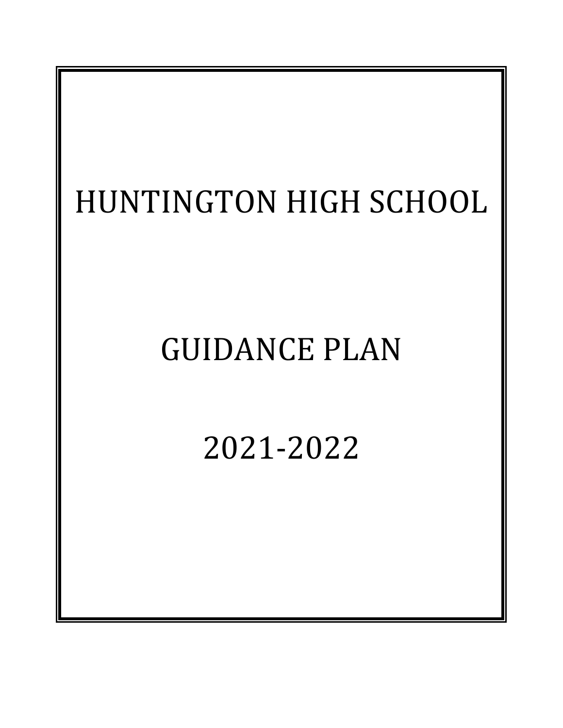# HUNTINGTON HIGH SCHOOL

# GUIDANCE PLAN

# 2021-2022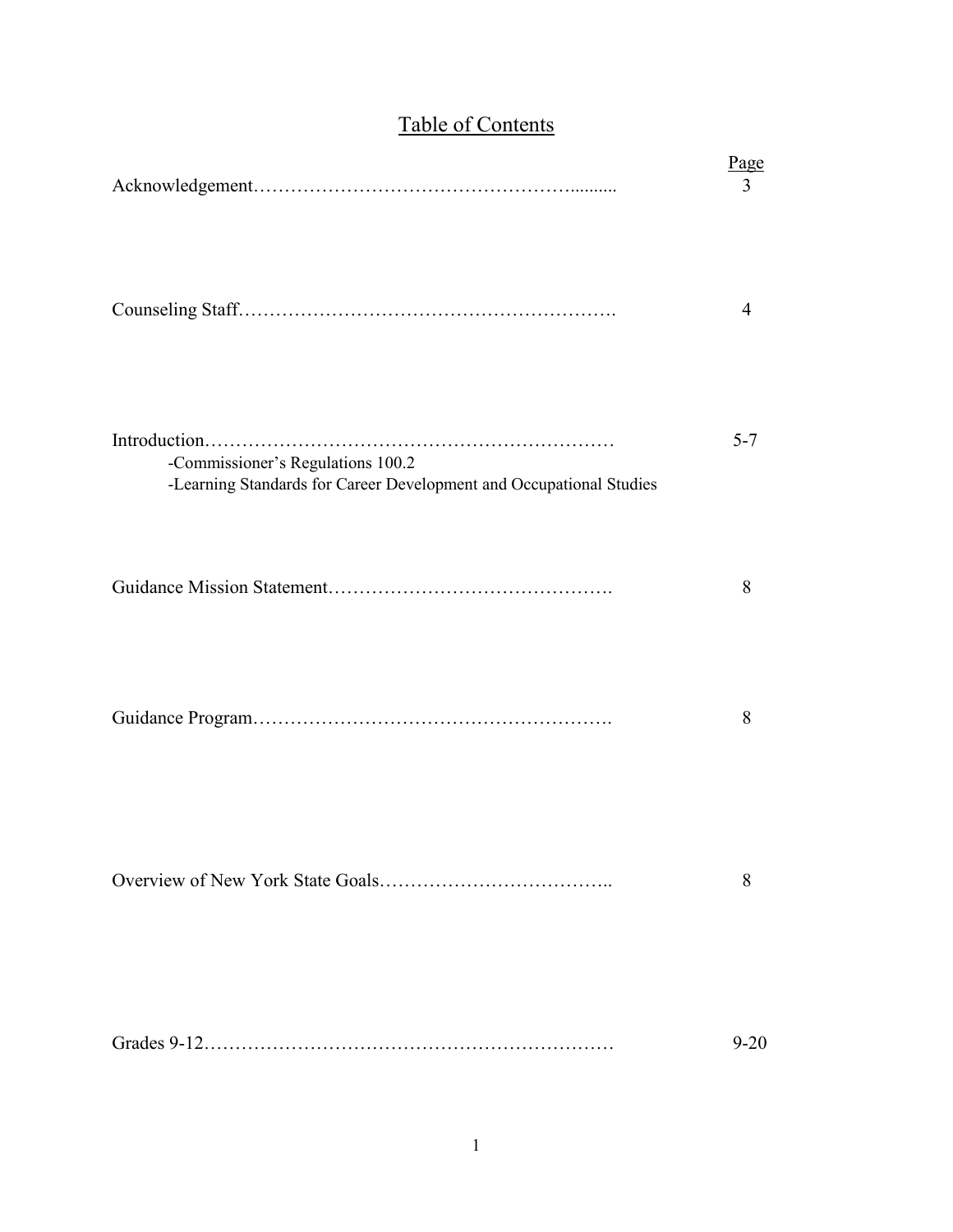# Table of Contents

| | Page |
|---|---|
| Acknowledgement | 3 |
| Counseling Staff | 4 |
| Introduction<br>-Commissioner's Regulations 100.2<br>-Learning Standards for Career Development and Occupational Studies | 5-7 |
| Guidance Mission Statement | 8 |
| Guidance Program | 8 |
| Overview of New York State Goals | 8 |
| Grades 9-12 | 9-20 |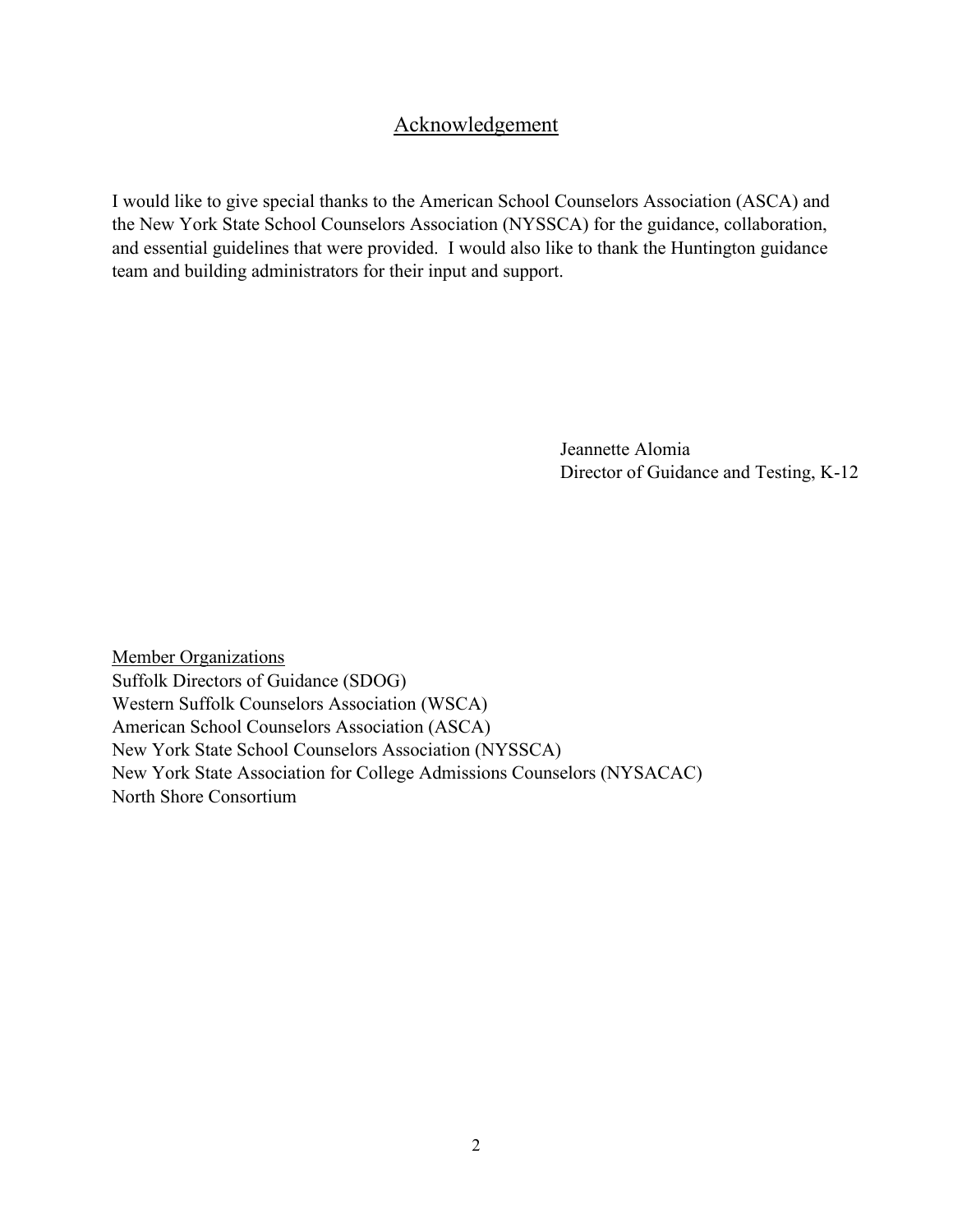# Acknowledgement

I would like to give special thanks to the American School Counselors Association (ASCA) and the New York State School Counselors Association (NYSSCA) for the guidance, collaboration, and essential guidelines that were provided. I would also like to thank the Huntington guidance team and building administrators for their input and support.

Jeannette Alomia
Director of Guidance and Testing, K-12

Member Organizations

Suffolk Directors of Guidance (SDOG)
Western Suffolk Counselors Association (WSCA)
American School Counselors Association (ASCA)
New York State School Counselors Association (NYSSCA)
New York State Association for College Admissions Counselors (NYSACAC)
North Shore Consortium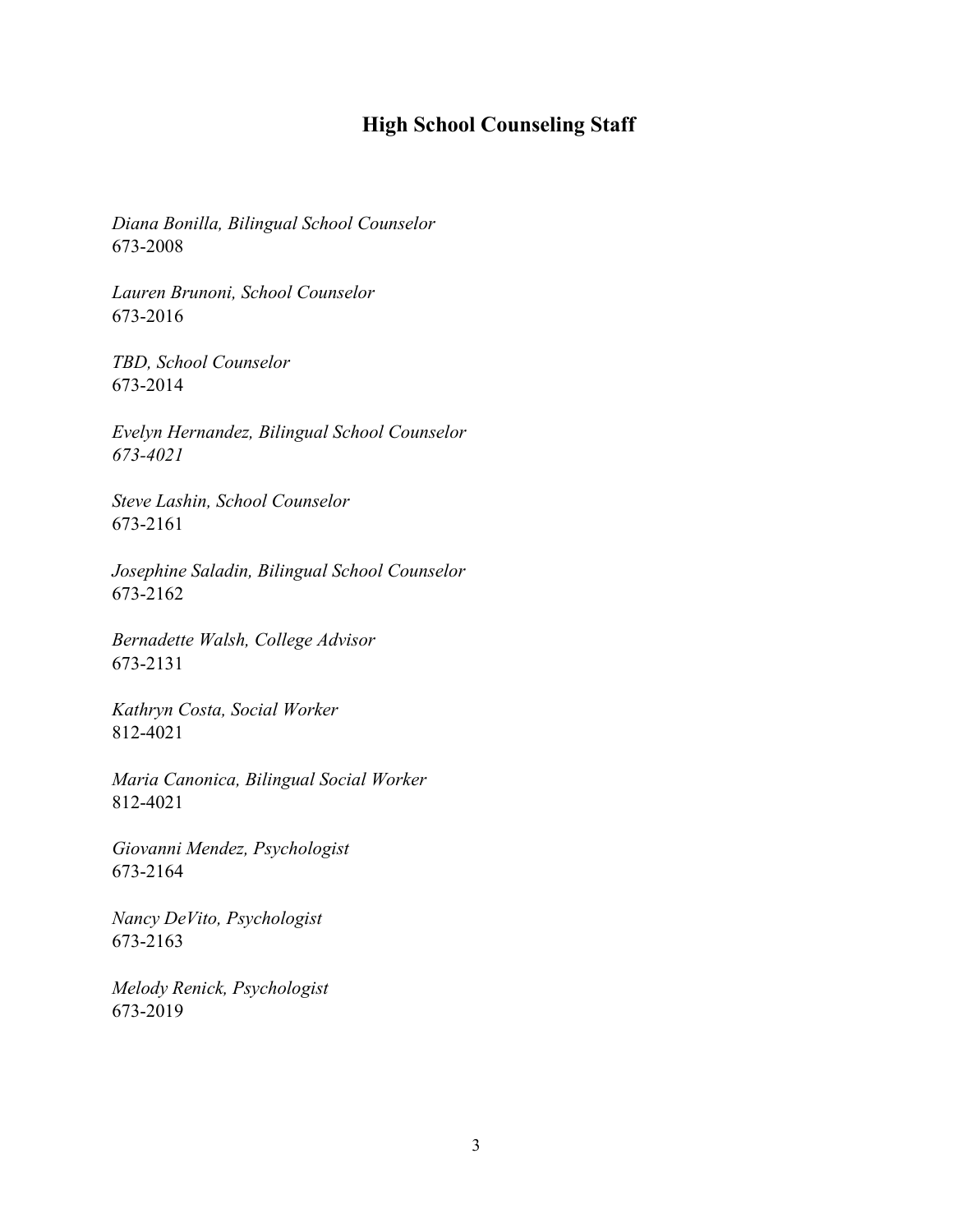# High School Counseling Staff

*Diana Bonilla, Bilingual School Counselor*
673-2008

*Lauren Brunoni, School Counselor*
673-2016

*TBD, School Counselor*
673-2014

*Evelyn Hernandez, Bilingual School Counselor*
*673-4021*

*Steve Lashin, School Counselor*
673-2161

*Josephine Saladin, Bilingual School Counselor*
673-2162

*Bernadette Walsh, College Advisor*
673-2131

*Kathryn Costa, Social Worker*
812-4021

*Maria Canonica, Bilingual Social Worker*
812-4021

*Giovanni Mendez, Psychologist*
673-2164

*Nancy DeVito, Psychologist*
673-2163

*Melody Renick, Psychologist*
673-2019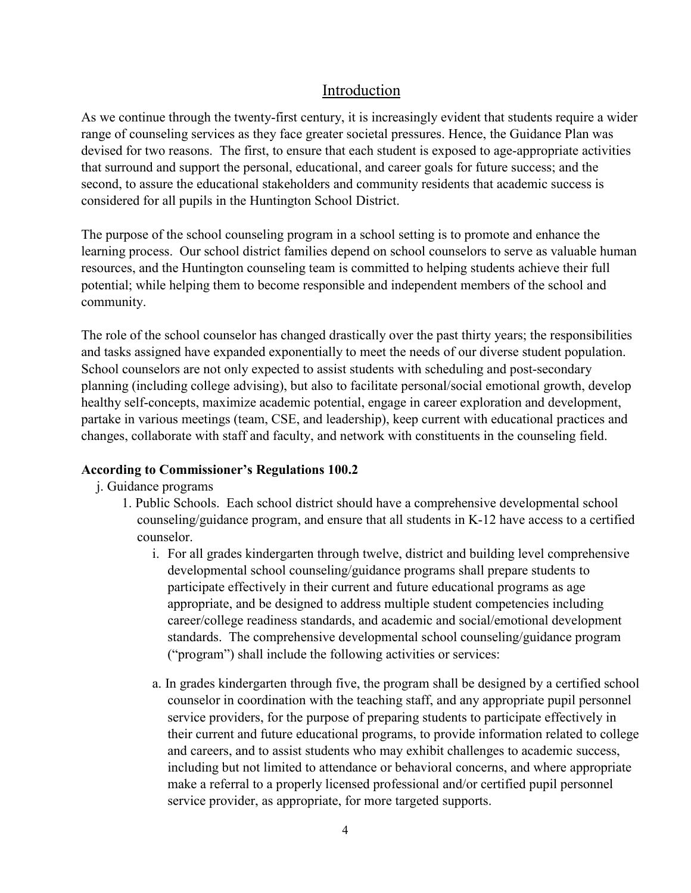## Introduction

As we continue through the twenty-first century, it is increasingly evident that students require a wider range of counseling services as they face greater societal pressures. Hence, the Guidance Plan was devised for two reasons. The first, to ensure that each student is exposed to age-appropriate activities that surround and support the personal, educational, and career goals for future success; and the second, to assure the educational stakeholders and community residents that academic success is considered for all pupils in the Huntington School District.

The purpose of the school counseling program in a school setting is to promote and enhance the learning process. Our school district families depend on school counselors to serve as valuable human resources, and the Huntington counseling team is committed to helping students achieve their full potential; while helping them to become responsible and independent members of the school and community.

The role of the school counselor has changed drastically over the past thirty years; the responsibilities and tasks assigned have expanded exponentially to meet the needs of our diverse student population. School counselors are not only expected to assist students with scheduling and post-secondary planning (including college advising), but also to facilitate personal/social emotional growth, develop healthy self-concepts, maximize academic potential, engage in career exploration and development, partake in various meetings (team, CSE, and leadership), keep current with educational practices and changes, collaborate with staff and faculty, and network with constituents in the counseling field.

**According to Commissioner's Regulations 100.2**

j. Guidance programs

1. Public Schools. Each school district should have a comprehensive developmental school counseling/guidance program, and ensure that all students in K-12 have access to a certified counselor.

   i. For all grades kindergarten through twelve, district and building level comprehensive developmental school counseling/guidance programs shall prepare students to participate effectively in their current and future educational programs as age appropriate, and be designed to address multiple student competencies including career/college readiness standards, and academic and social/emotional development standards. The comprehensive developmental school counseling/guidance program ("program") shall include the following activities or services:

   a. In grades kindergarten through five, the program shall be designed by a certified school counselor in coordination with the teaching staff, and any appropriate pupil personnel service providers, for the purpose of preparing students to participate effectively in their current and future educational programs, to provide information related to college and careers, and to assist students who may exhibit challenges to academic success, including but not limited to attendance or behavioral concerns, and where appropriate make a referral to a properly licensed professional and/or certified pupil personnel service provider, as appropriate, for more targeted supports.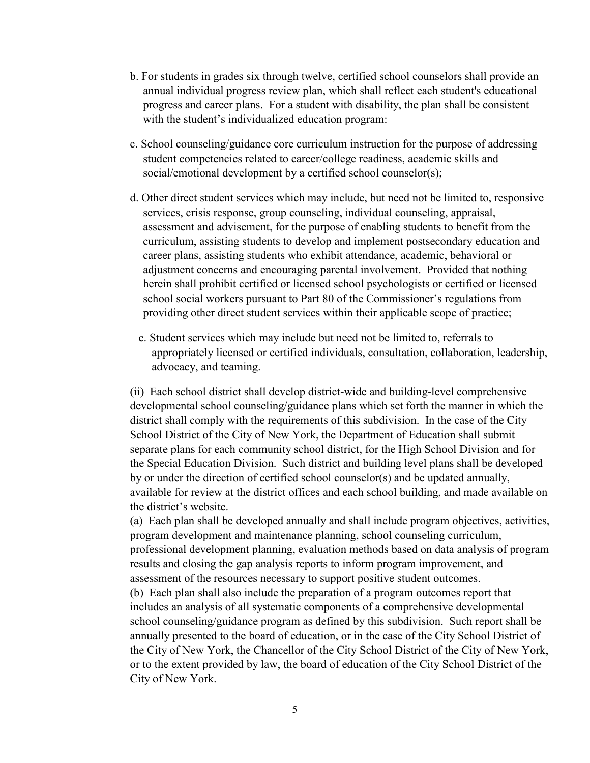b. For students in grades six through twelve, certified school counselors shall provide an annual individual progress review plan, which shall reflect each student's educational progress and career plans. For a student with disability, the plan shall be consistent with the student's individualized education program:

c. School counseling/guidance core curriculum instruction for the purpose of addressing student competencies related to career/college readiness, academic skills and social/emotional development by a certified school counselor(s);

d. Other direct student services which may include, but need not be limited to, responsive services, crisis response, group counseling, individual counseling, appraisal, assessment and advisement, for the purpose of enabling students to benefit from the curriculum, assisting students to develop and implement postsecondary education and career plans, assisting students who exhibit attendance, academic, behavioral or adjustment concerns and encouraging parental involvement. Provided that nothing herein shall prohibit certified or licensed school psychologists or certified or licensed school social workers pursuant to Part 80 of the Commissioner's regulations from providing other direct student services within their applicable scope of practice;

e. Student services which may include but need not be limited to, referrals to appropriately licensed or certified individuals, consultation, collaboration, leadership, advocacy, and teaming.

(ii) Each school district shall develop district-wide and building-level comprehensive developmental school counseling/guidance plans which set forth the manner in which the district shall comply with the requirements of this subdivision. In the case of the City School District of the City of New York, the Department of Education shall submit separate plans for each community school district, for the High School Division and for the Special Education Division. Such district and building level plans shall be developed by or under the direction of certified school counselor(s) and be updated annually, available for review at the district offices and each school building, and made available on the district's website.

(a) Each plan shall be developed annually and shall include program objectives, activities, program development and maintenance planning, school counseling curriculum, professional development planning, evaluation methods based on data analysis of program results and closing the gap analysis reports to inform program improvement, and assessment of the resources necessary to support positive student outcomes.

(b) Each plan shall also include the preparation of a program outcomes report that includes an analysis of all systematic components of a comprehensive developmental school counseling/guidance program as defined by this subdivision. Such report shall be annually presented to the board of education, or in the case of the City School District of the City of New York, the Chancellor of the City School District of the City of New York, or to the extent provided by law, the board of education of the City School District of the City of New York.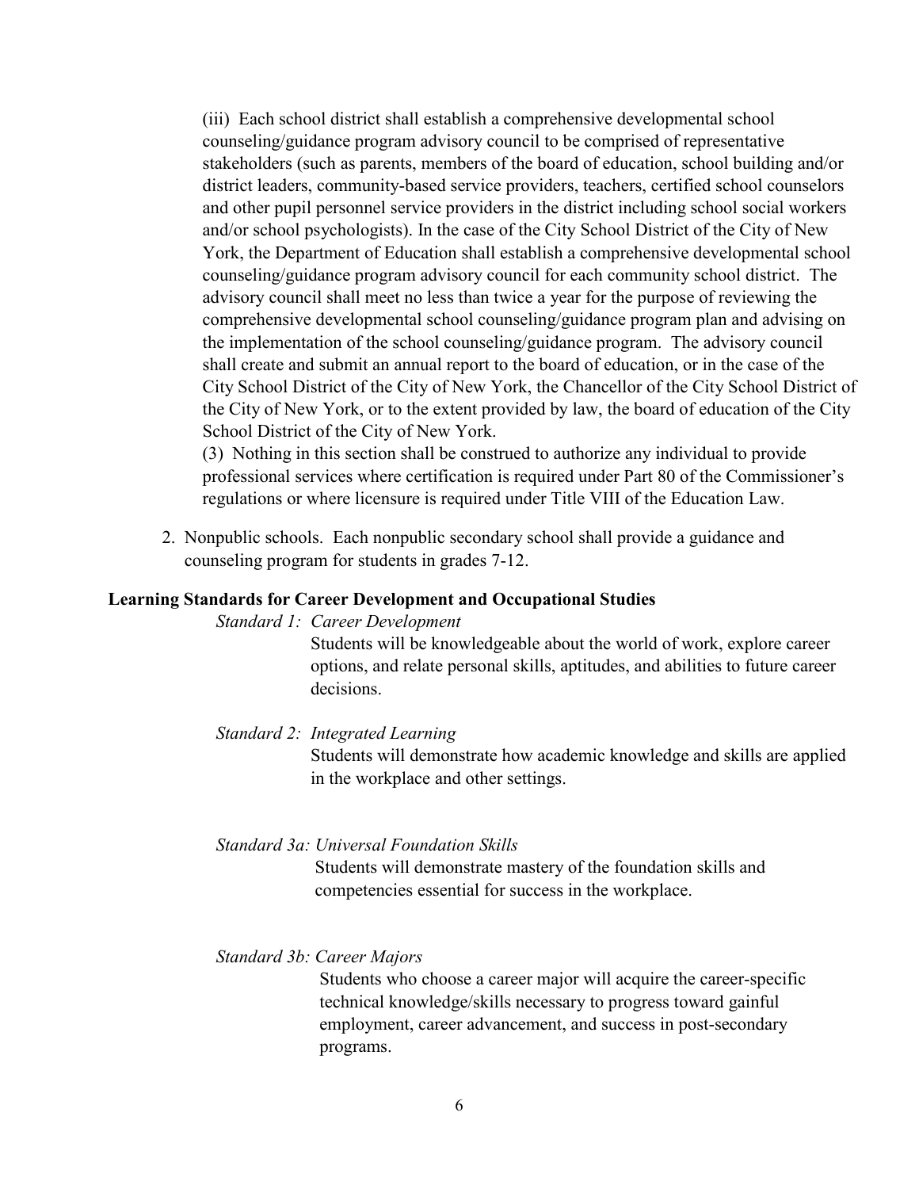(iii) Each school district shall establish a comprehensive developmental school counseling/guidance program advisory council to be comprised of representative stakeholders (such as parents, members of the board of education, school building and/or district leaders, community-based service providers, teachers, certified school counselors and other pupil personnel service providers in the district including school social workers and/or school psychologists). In the case of the City School District of the City of New York, the Department of Education shall establish a comprehensive developmental school counseling/guidance program advisory council for each community school district. The advisory council shall meet no less than twice a year for the purpose of reviewing the comprehensive developmental school counseling/guidance program plan and advising on the implementation of the school counseling/guidance program. The advisory council shall create and submit an annual report to the board of education, or in the case of the City School District of the City of New York, the Chancellor of the City School District of the City of New York, or to the extent provided by law, the board of education of the City School District of the City of New York.

(3) Nothing in this section shall be construed to authorize any individual to provide professional services where certification is required under Part 80 of the Commissioner's regulations or where licensure is required under Title VIII of the Education Law.

2. Nonpublic schools. Each nonpublic secondary school shall provide a guidance and counseling program for students in grades 7-12.

**Learning Standards for Career Development and Occupational Studies**

*Standard 1: Career Development*

Students will be knowledgeable about the world of work, explore career options, and relate personal skills, aptitudes, and abilities to future career decisions.

*Standard 2: Integrated Learning*

Students will demonstrate how academic knowledge and skills are applied in the workplace and other settings.

*Standard 3a: Universal Foundation Skills*

Students will demonstrate mastery of the foundation skills and competencies essential for success in the workplace.

*Standard 3b: Career Majors*

Students who choose a career major will acquire the career-specific technical knowledge/skills necessary to progress toward gainful employment, career advancement, and success in post-secondary programs.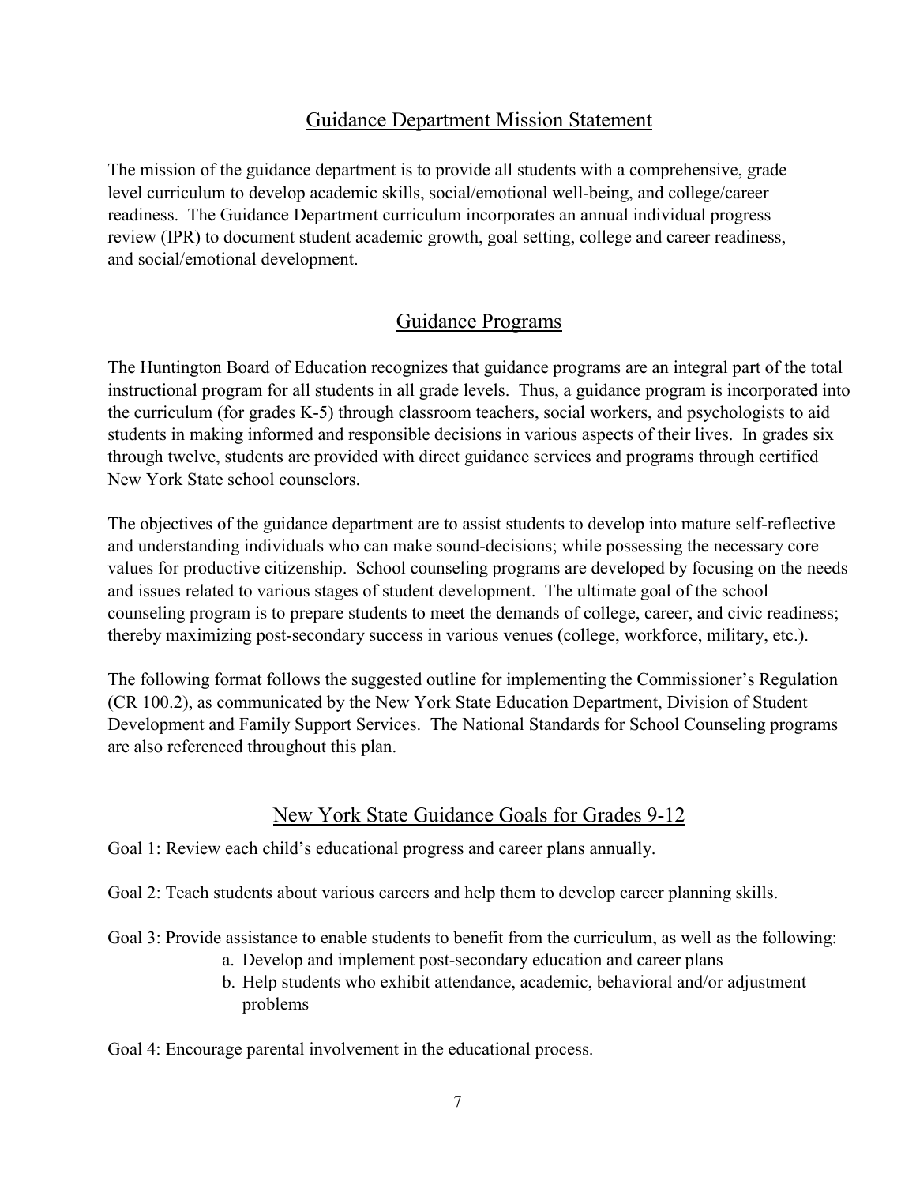## Guidance Department Mission Statement

The mission of the guidance department is to provide all students with a comprehensive, grade level curriculum to develop academic skills, social/emotional well-being, and college/career readiness. The Guidance Department curriculum incorporates an annual individual progress review (IPR) to document student academic growth, goal setting, college and career readiness, and social/emotional development.

## Guidance Programs

The Huntington Board of Education recognizes that guidance programs are an integral part of the total instructional program for all students in all grade levels. Thus, a guidance program is incorporated into the curriculum (for grades K-5) through classroom teachers, social workers, and psychologists to aid students in making informed and responsible decisions in various aspects of their lives. In grades six through twelve, students are provided with direct guidance services and programs through certified New York State school counselors.

The objectives of the guidance department are to assist students to develop into mature self-reflective and understanding individuals who can make sound-decisions; while possessing the necessary core values for productive citizenship. School counseling programs are developed by focusing on the needs and issues related to various stages of student development. The ultimate goal of the school counseling program is to prepare students to meet the demands of college, career, and civic readiness; thereby maximizing post-secondary success in various venues (college, workforce, military, etc.).

The following format follows the suggested outline for implementing the Commissioner's Regulation (CR 100.2), as communicated by the New York State Education Department, Division of Student Development and Family Support Services. The National Standards for School Counseling programs are also referenced throughout this plan.

## New York State Guidance Goals for Grades 9-12

Goal 1: Review each child's educational progress and career plans annually.

Goal 2: Teach students about various careers and help them to develop career planning skills.

Goal 3: Provide assistance to enable students to benefit from the curriculum, as well as the following:

a. Develop and implement post-secondary education and career plans
b. Help students who exhibit attendance, academic, behavioral and/or adjustment problems

Goal 4: Encourage parental involvement in the educational process.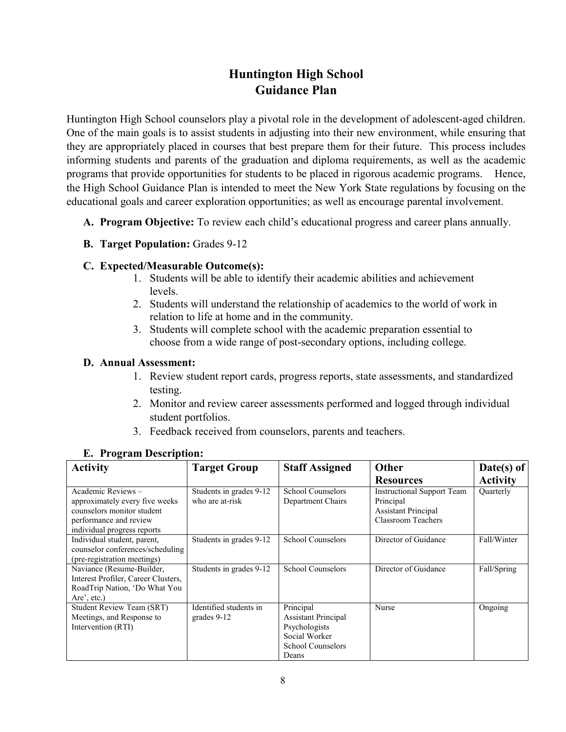# Huntington High School
# Guidance Plan

Huntington High School counselors play a pivotal role in the development of adolescent-aged children. One of the main goals is to assist students in adjusting into their new environment, while ensuring that they are appropriately placed in courses that best prepare them for their future. This process includes informing students and parents of the graduation and diploma requirements, as well as the academic programs that provide opportunities for students to be placed in rigorous academic programs. Hence, the High School Guidance Plan is intended to meet the New York State regulations by focusing on the educational goals and career exploration opportunities; as well as encourage parental involvement.

**A. Program Objective:** To review each child's educational progress and career plans annually.

**B. Target Population:** Grades 9-12

**C. Expected/Measurable Outcome(s):**

1. Students will be able to identify their academic abilities and achievement levels.
2. Students will understand the relationship of academics to the world of work in relation to life at home and in the community.
3. Students will complete school with the academic preparation essential to choose from a wide range of post-secondary options, including college.

**D. Annual Assessment:**

1. Review student report cards, progress reports, state assessments, and standardized testing.
2. Monitor and review career assessments performed and logged through individual student portfolios.
3. Feedback received from counselors, parents and teachers.

**E. Program Description:**

| Activity | Target Group | Staff Assigned | Other Resources | Date(s) of Activity |
|---|---|---|---|---|
| Academic Reviews – approximately every five weeks counselors monitor student performance and review individual progress reports | Students in grades 9-12 who are at-risk | School Counselors<br>Department Chairs | Instructional Support Team<br>Principal<br>Assistant Principal<br>Classroom Teachers | Quarterly |
| Individual student, parent, counselor conferences/scheduling (pre-registration meetings) | Students in grades 9-12 | School Counselors | Director of Guidance | Fall/Winter |
| Naviance (Resume-Builder, Interest Profiler, Career Clusters, RoadTrip Nation, 'Do What You Are', etc.) | Students in grades 9-12 | School Counselors | Director of Guidance | Fall/Spring |
| Student Review Team (SRT) Meetings, and Response to Intervention (RTI) | Identified students in grades 9-12 | Principal<br>Assistant Principal<br>Psychologists<br>Social Worker<br>School Counselors<br>Deans | Nurse | Ongoing |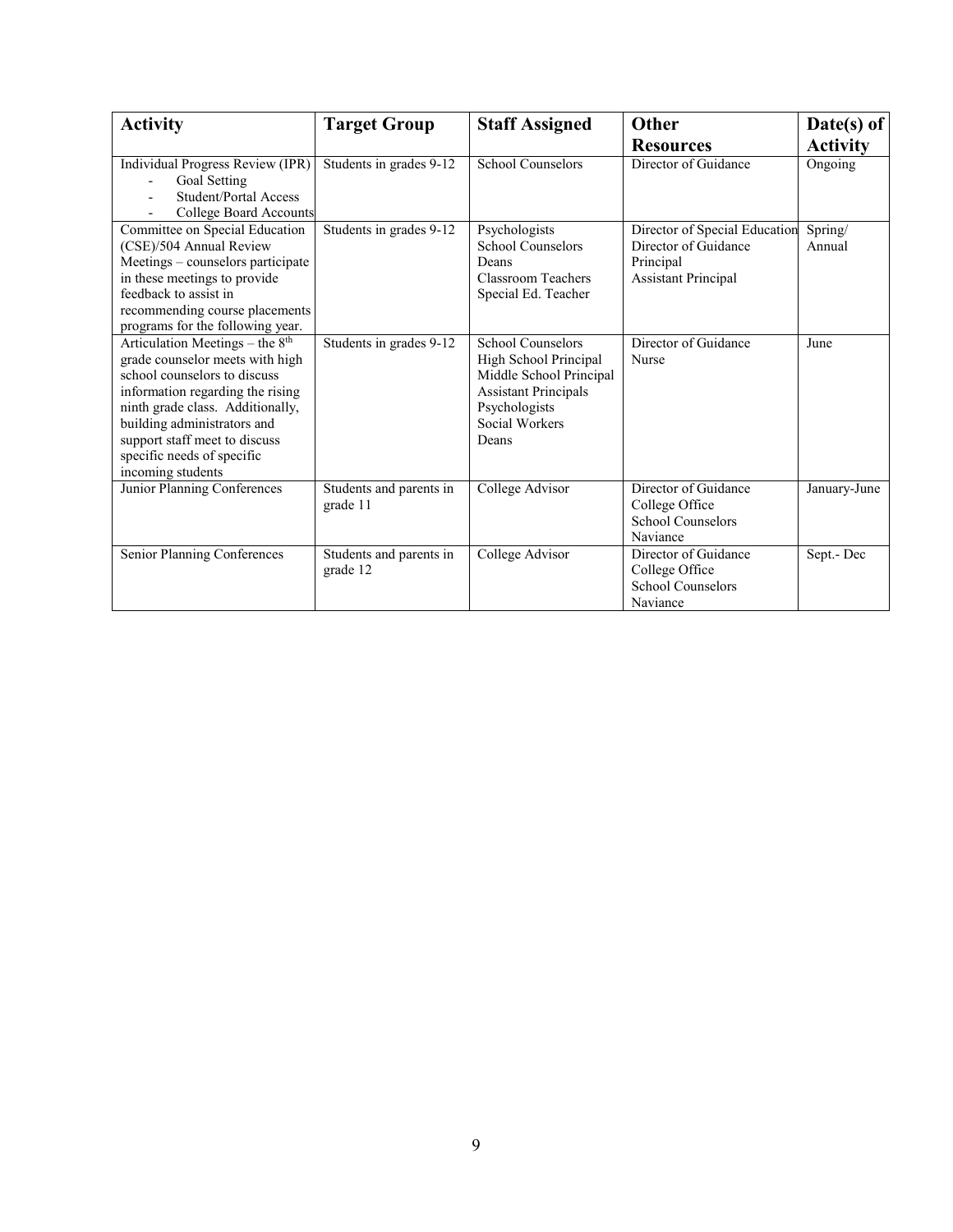| Activity | Target Group | Staff Assigned | Other Resources | Date(s) of Activity |
|---|---|---|---|---|
| Individual Progress Review (IPR)<br>- Goal Setting<br>- Student/Portal Access<br>- College Board Accounts | Students in grades 9-12 | School Counselors | Director of Guidance | Ongoing |
| Committee on Special Education (CSE)/504 Annual Review Meetings – counselors participate in these meetings to provide feedback to assist in recommending course placements programs for the following year. | Students in grades 9-12 | Psychologists<br>School Counselors<br>Deans<br>Classroom Teachers<br>Special Ed. Teacher | Director of Special Education<br>Director of Guidance<br>Principal<br>Assistant Principal | Spring/ Annual |
| Articulation Meetings – the 8th grade counselor meets with high school counselors to discuss information regarding the rising ninth grade class. Additionally, building administrators and support staff meet to discuss specific needs of specific incoming students | Students in grades 9-12 | School Counselors<br>High School Principal<br>Middle School Principal<br>Assistant Principals<br>Psychologists<br>Social Workers<br>Deans | Director of Guidance<br>Nurse | June |
| Junior Planning Conferences | Students and parents in grade 11 | College Advisor | Director of Guidance<br>College Office<br>School Counselors<br>Naviance | January-June |
| Senior Planning Conferences | Students and parents in grade 12 | College Advisor | Director of Guidance<br>College Office<br>School Counselors<br>Naviance | Sept.- Dec |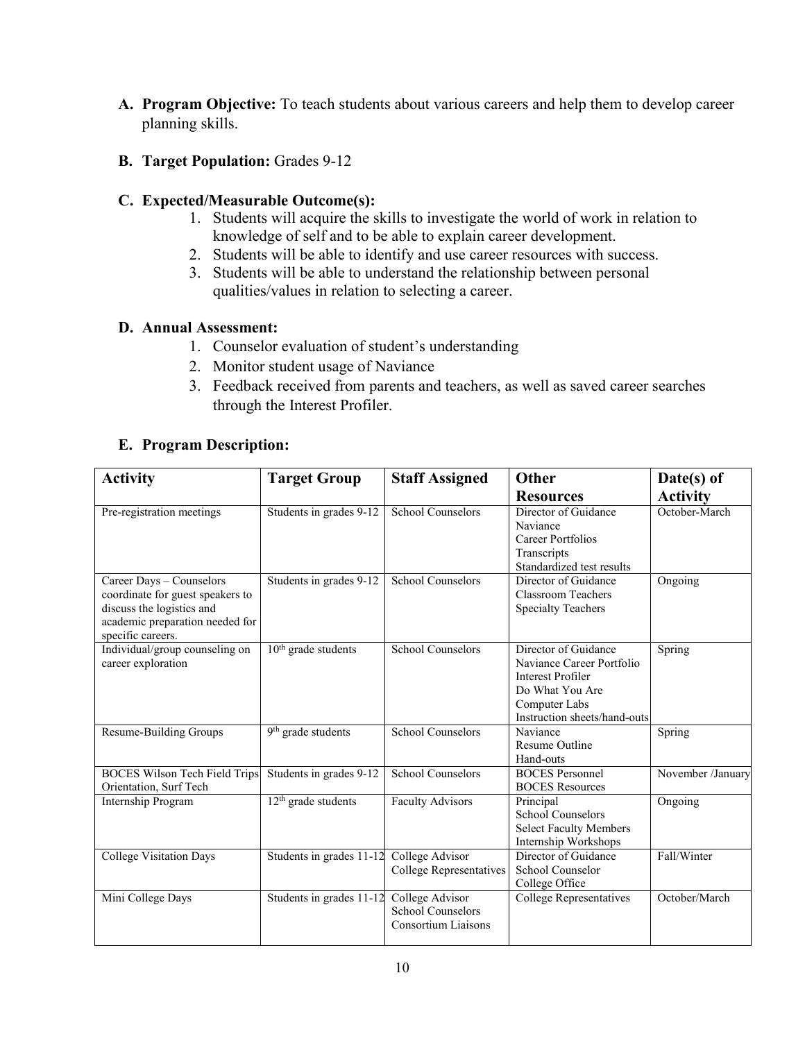**A. Program Objective:** To teach students about various careers and help them to develop career planning skills.

**B. Target Population:** Grades 9-12

**C. Expected/Measurable Outcome(s):**

1. Students will acquire the skills to investigate the world of work in relation to knowledge of self and to be able to explain career development.
2. Students will be able to identify and use career resources with success.
3. Students will be able to understand the relationship between personal qualities/values in relation to selecting a career.

**D. Annual Assessment:**

1. Counselor evaluation of student's understanding
2. Monitor student usage of Naviance
3. Feedback received from parents and teachers, as well as saved career searches through the Interest Profiler.

**E. Program Description:**

| Activity | Target Group | Staff Assigned | Other Resources | Date(s) of Activity |
|---|---|---|---|---|
| Pre-registration meetings | Students in grades 9-12 | School Counselors | Director of Guidance<br>Naviance<br>Career Portfolios<br>Transcripts<br>Standardized test results | October-March |
| Career Days – Counselors coordinate for guest speakers to discuss the logistics and academic preparation needed for specific careers. | Students in grades 9-12 | School Counselors | Director of Guidance<br>Classroom Teachers<br>Specialty Teachers | Ongoing |
| Individual/group counseling on career exploration | 10th grade students | School Counselors | Director of Guidance<br>Naviance Career Portfolio<br>Interest Profiler<br>Do What You Are<br>Computer Labs<br>Instruction sheets/hand-outs | Spring |
| Resume-Building Groups | 9th grade students | School Counselors | Naviance<br>Resume Outline<br>Hand-outs | Spring |
| BOCES Wilson Tech Field Trips Orientation, Surf Tech | Students in grades 9-12 | School Counselors | BOCES Personnel<br>BOCES Resources | November /January |
| Internship Program | 12th grade students | Faculty Advisors | Principal<br>School Counselors<br>Select Faculty Members<br>Internship Workshops | Ongoing |
| College Visitation Days | Students in grades 11-12 | College Advisor<br>College Representatives | Director of Guidance<br>School Counselor<br>College Office | Fall/Winter |
| Mini College Days | Students in grades 11-12 | College Advisor<br>School Counselors<br>Consortium Liaisons | College Representatives | October/March |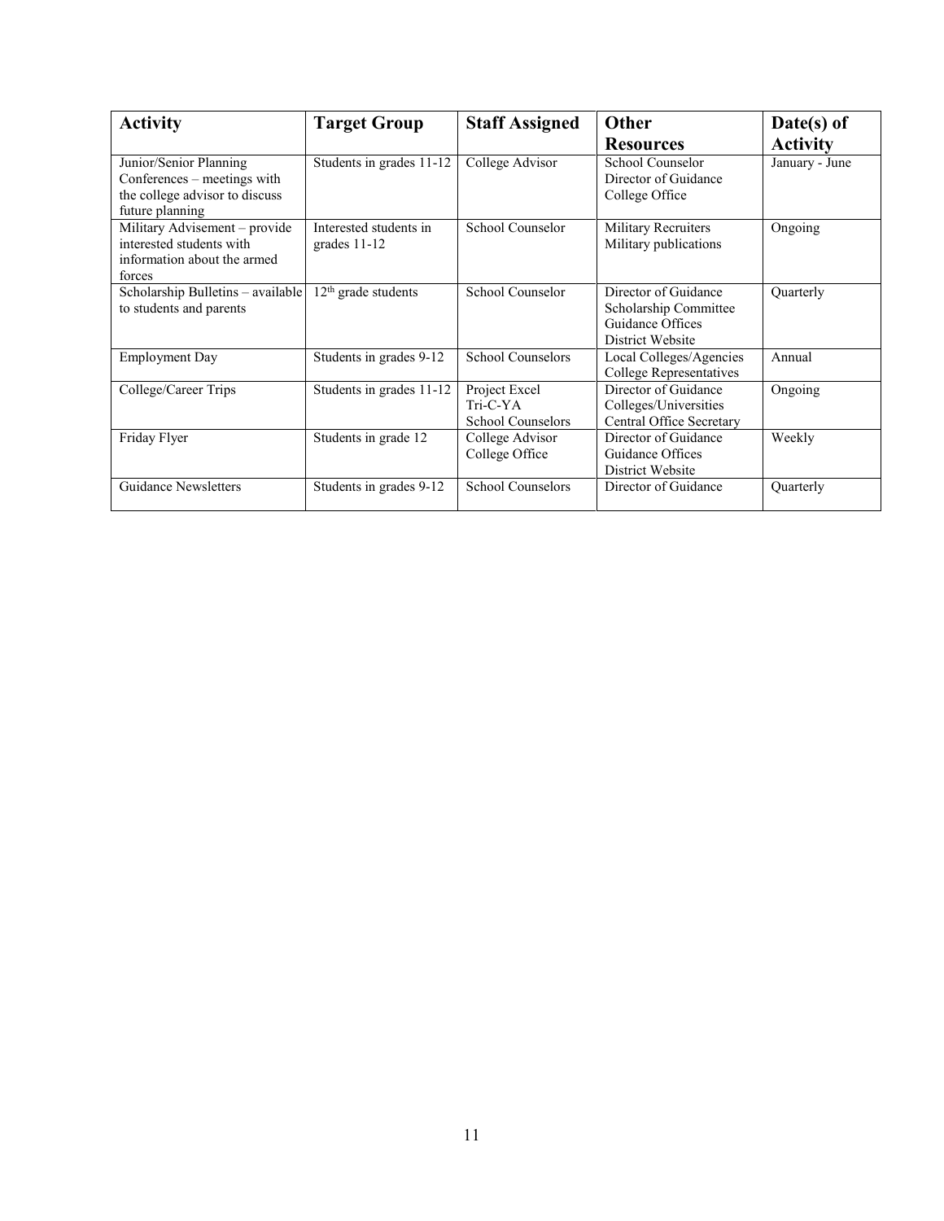| Activity | Target Group | Staff Assigned | Other Resources | Date(s) of Activity |
|---|---|---|---|---|
| Junior/Senior Planning Conferences – meetings with the college advisor to discuss future planning | Students in grades 11-12 | College Advisor | School Counselor<br>Director of Guidance<br>College Office | January - June |
| Military Advisement – provide interested students with information about the armed forces | Interested students in grades 11-12 | School Counselor | Military Recruiters<br>Military publications | Ongoing |
| Scholarship Bulletins – available to students and parents | 12th grade students | School Counselor | Director of Guidance<br>Scholarship Committee<br>Guidance Offices<br>District Website | Quarterly |
| Employment Day | Students in grades 9-12 | School Counselors | Local Colleges/Agencies<br>College Representatives | Annual |
| College/Career Trips | Students in grades 11-12 | Project Excel<br>Tri-C-YA<br>School Counselors | Director of Guidance<br>Colleges/Universities<br>Central Office Secretary | Ongoing |
| Friday Flyer | Students in grade 12 | College Advisor<br>College Office | Director of Guidance<br>Guidance Offices<br>District Website | Weekly |
| Guidance Newsletters | Students in grades 9-12 | School Counselors | Director of Guidance | Quarterly |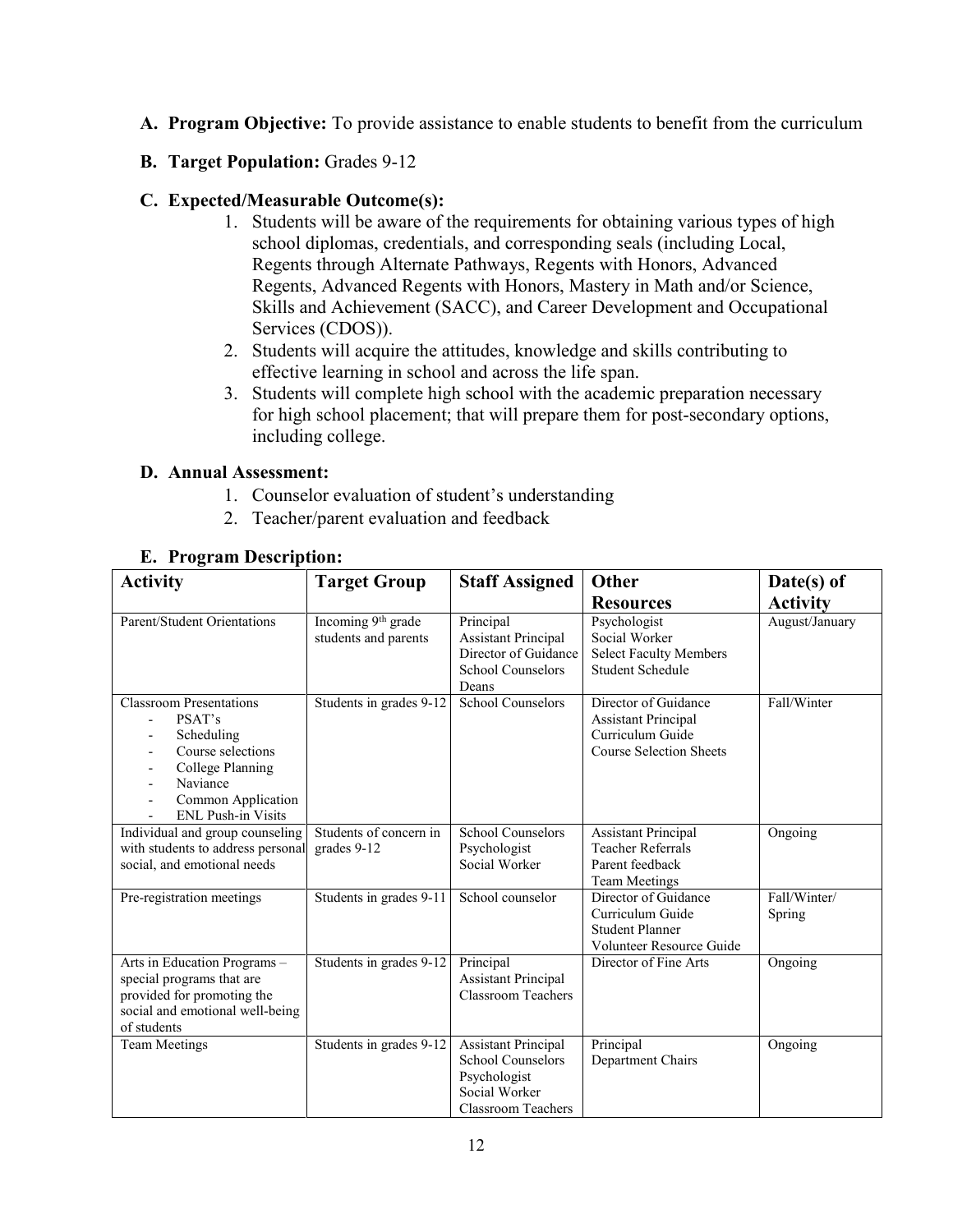**A. Program Objective:** To provide assistance to enable students to benefit from the curriculum

**B. Target Population:** Grades 9-12

**C. Expected/Measurable Outcome(s):**

1. Students will be aware of the requirements for obtaining various types of high school diplomas, credentials, and corresponding seals (including Local, Regents through Alternate Pathways, Regents with Honors, Advanced Regents, Advanced Regents with Honors, Mastery in Math and/or Science, Skills and Achievement (SACC), and Career Development and Occupational Services (CDOS)).
2. Students will acquire the attitudes, knowledge and skills contributing to effective learning in school and across the life span.
3. Students will complete high school with the academic preparation necessary for high school placement; that will prepare them for post-secondary options, including college.

**D. Annual Assessment:**

1. Counselor evaluation of student's understanding
2. Teacher/parent evaluation and feedback

**E. Program Description:**

| Activity | Target Group | Staff Assigned | Other Resources | Date(s) of Activity |
|---|---|---|---|---|
| Parent/Student Orientations | Incoming 9th grade students and parents | Principal<br>Assistant Principal<br>Director of Guidance<br>School Counselors<br>Deans | Psychologist<br>Social Worker<br>Select Faculty Members<br>Student Schedule | August/January |
| Classroom Presentations<br>- PSAT's<br>- Scheduling<br>- Course selections<br>- College Planning<br>- Naviance<br>- Common Application<br>- ENL Push-in Visits | Students in grades 9-12 | School Counselors | Director of Guidance<br>Assistant Principal<br>Curriculum Guide<br>Course Selection Sheets | Fall/Winter |
| Individual and group counseling with students to address personal social, and emotional needs | Students of concern in grades 9-12 | School Counselors<br>Psychologist<br>Social Worker | Assistant Principal<br>Teacher Referrals<br>Parent feedback<br>Team Meetings | Ongoing |
| Pre-registration meetings | Students in grades 9-11 | School counselor | Director of Guidance<br>Curriculum Guide<br>Student Planner<br>Volunteer Resource Guide | Fall/Winter/<br>Spring |
| Arts in Education Programs – special programs that are provided for promoting the social and emotional well-being of students | Students in grades 9-12 | Principal<br>Assistant Principal<br>Classroom Teachers | Director of Fine Arts | Ongoing |
| Team Meetings | Students in grades 9-12 | Assistant Principal<br>School Counselors<br>Psychologist<br>Social Worker<br>Classroom Teachers | Principal<br>Department Chairs | Ongoing |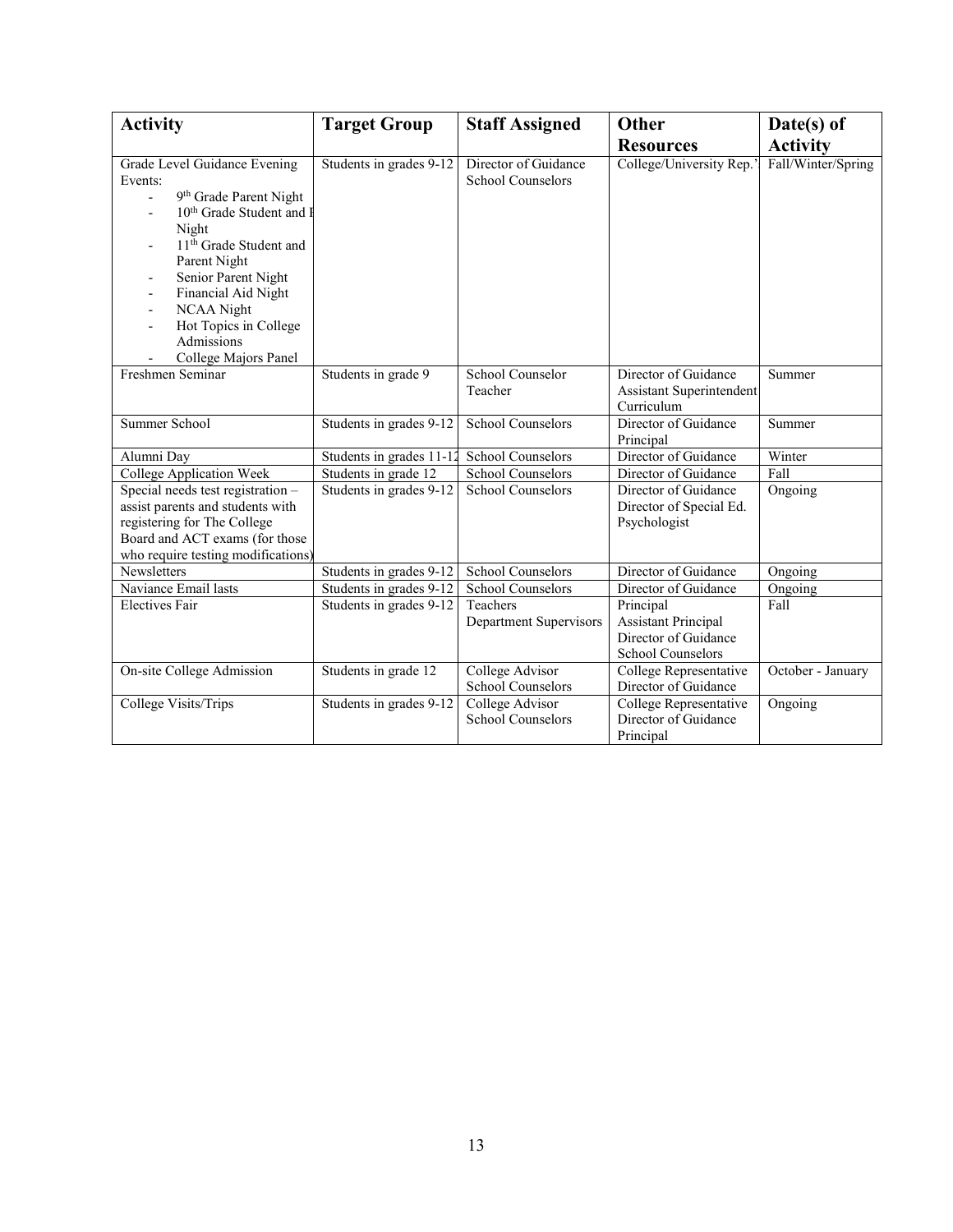| Activity | Target Group | Staff Assigned | Other Resources | Date(s) of Activity |
|---|---|---|---|---|
| Grade Level Guidance Evening Events:<br>- 9th Grade Parent Night<br>- 10th Grade Student and P Night<br>- 11th Grade Student and Parent Night<br>- Senior Parent Night<br>- Financial Aid Night<br>- NCAA Night<br>- Hot Topics in College Admissions<br>- College Majors Panel | Students in grades 9-12 | Director of Guidance<br>School Counselors | College/University Rep.' | Fall/Winter/Spring |
| Freshmen Seminar | Students in grade 9 | School Counselor<br>Teacher | Director of Guidance<br>Assistant Superintendent Curriculum | Summer |
| Summer School | Students in grades 9-12 | School Counselors | Director of Guidance<br>Principal | Summer |
| Alumni Day | Students in grades 11-12 | School Counselors | Director of Guidance | Winter |
| College Application Week | Students in grade 12 | School Counselors | Director of Guidance | Fall |
| Special needs test registration – assist parents and students with registering for The College Board and ACT exams (for those who require testing modifications) | Students in grades 9-12 | School Counselors | Director of Guidance<br>Director of Special Ed.<br>Psychologist | Ongoing |
| Newsletters | Students in grades 9-12 | School Counselors | Director of Guidance | Ongoing |
| Naviance Email lasts | Students in grades 9-12 | School Counselors | Director of Guidance | Ongoing |
| Electives Fair | Students in grades 9-12 | Teachers<br>Department Supervisors | Principal<br>Assistant Principal<br>Director of Guidance<br>School Counselors | Fall |
| On-site College Admission | Students in grade 12 | College Advisor<br>School Counselors | College Representative<br>Director of Guidance | October - January |
| College Visits/Trips | Students in grades 9-12 | College Advisor<br>School Counselors | College Representative<br>Director of Guidance<br>Principal | Ongoing |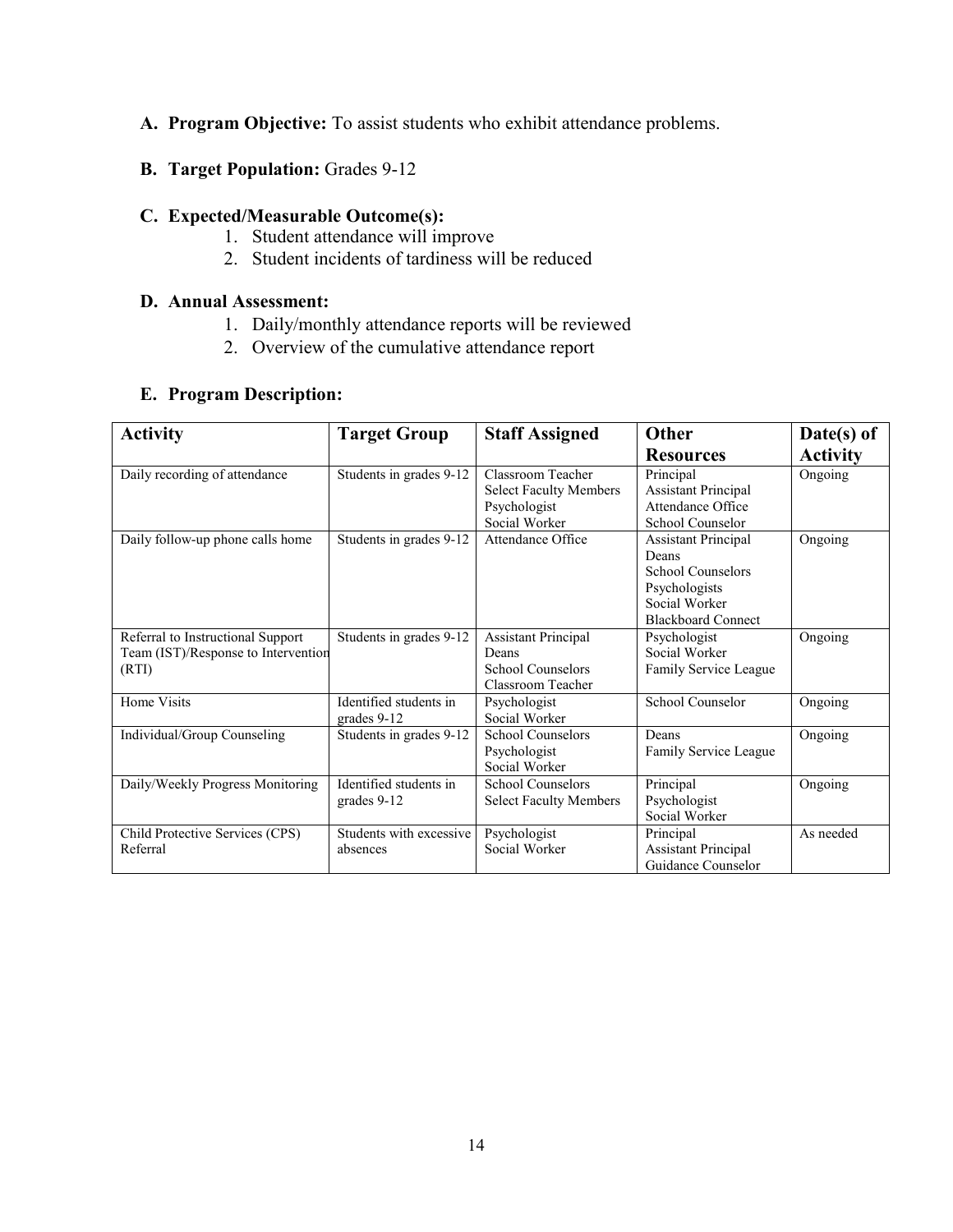**A. Program Objective:** To assist students who exhibit attendance problems.

**B. Target Population:** Grades 9-12

**C. Expected/Measurable Outcome(s):**

1. Student attendance will improve
2. Student incidents of tardiness will be reduced

**D. Annual Assessment:**

1. Daily/monthly attendance reports will be reviewed
2. Overview of the cumulative attendance report

**E. Program Description:**

| Activity | Target Group | Staff Assigned | Other Resources | Date(s) of Activity |
|---|---|---|---|---|
| Daily recording of attendance | Students in grades 9-12 | Classroom Teacher<br>Select Faculty Members<br>Psychologist<br>Social Worker | Principal<br>Assistant Principal<br>Attendance Office<br>School Counselor | Ongoing |
| Daily follow-up phone calls home | Students in grades 9-12 | Attendance Office | Assistant Principal<br>Deans<br>School Counselors<br>Psychologists<br>Social Worker<br>Blackboard Connect | Ongoing |
| Referral to Instructional Support Team (IST)/Response to Intervention (RTI) | Students in grades 9-12 | Assistant Principal<br>Deans<br>School Counselors<br>Classroom Teacher | Psychologist<br>Social Worker<br>Family Service League | Ongoing |
| Home Visits | Identified students in grades 9-12 | Psychologist<br>Social Worker | School Counselor | Ongoing |
| Individual/Group Counseling | Students in grades 9-12 | School Counselors<br>Psychologist<br>Social Worker | Deans<br>Family Service League | Ongoing |
| Daily/Weekly Progress Monitoring | Identified students in grades 9-12 | School Counselors<br>Select Faculty Members | Principal<br>Psychologist<br>Social Worker | Ongoing |
| Child Protective Services (CPS) Referral | Students with excessive absences | Psychologist<br>Social Worker | Principal<br>Assistant Principal<br>Guidance Counselor | As needed |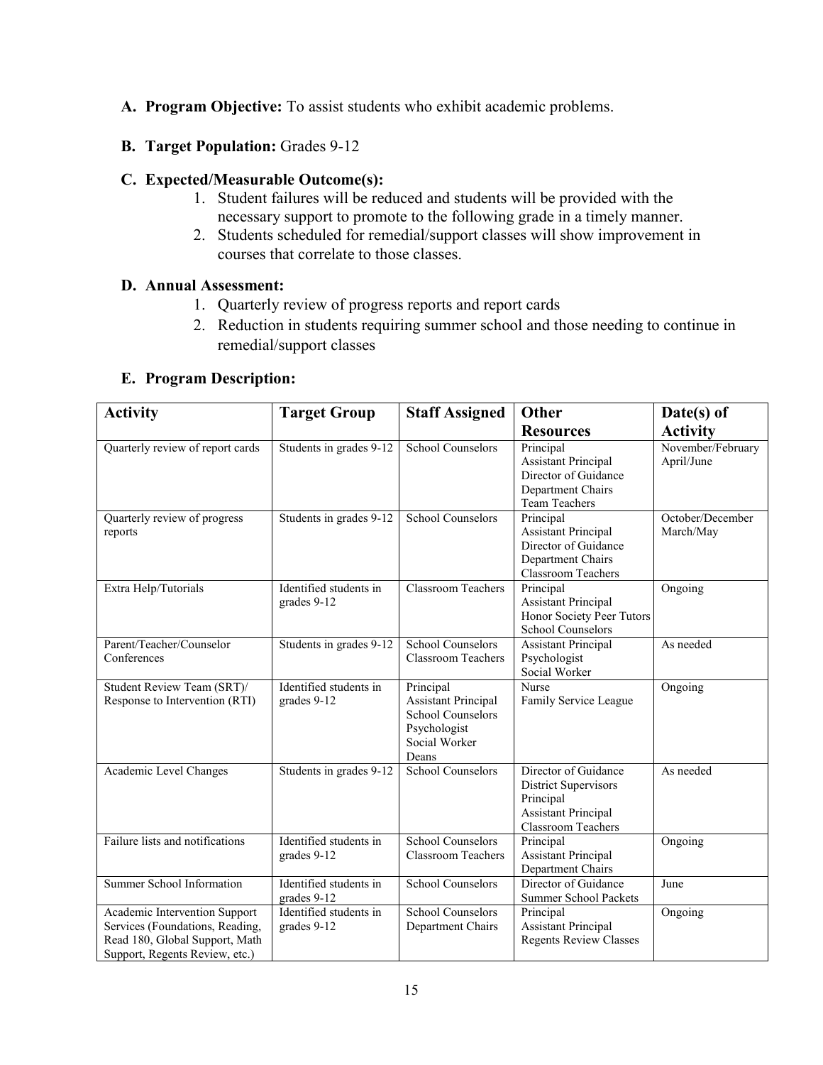**A. Program Objective:** To assist students who exhibit academic problems.

**B. Target Population:** Grades 9-12

**C. Expected/Measurable Outcome(s):**

1. Student failures will be reduced and students will be provided with the necessary support to promote to the following grade in a timely manner.
2. Students scheduled for remedial/support classes will show improvement in courses that correlate to those classes.

**D. Annual Assessment:**

1. Quarterly review of progress reports and report cards
2. Reduction in students requiring summer school and those needing to continue in remedial/support classes

**E. Program Description:**

| Activity | Target Group | Staff Assigned | Other Resources | Date(s) of Activity |
|---|---|---|---|---|
| Quarterly review of report cards | Students in grades 9-12 | School Counselors | Principal<br>Assistant Principal<br>Director of Guidance<br>Department Chairs<br>Team Teachers | November/February<br>April/June |
| Quarterly review of progress reports | Students in grades 9-12 | School Counselors | Principal<br>Assistant Principal<br>Director of Guidance<br>Department Chairs<br>Classroom Teachers | October/December<br>March/May |
| Extra Help/Tutorials | Identified students in grades 9-12 | Classroom Teachers | Principal<br>Assistant Principal<br>Honor Society Peer Tutors<br>School Counselors | Ongoing |
| Parent/Teacher/Counselor Conferences | Students in grades 9-12 | School Counselors<br>Classroom Teachers | Assistant Principal<br>Psychologist<br>Social Worker | As needed |
| Student Review Team (SRT)/ Response to Intervention (RTI) | Identified students in grades 9-12 | Principal<br>Assistant Principal<br>School Counselors<br>Psychologist<br>Social Worker<br>Deans | Nurse<br>Family Service League | Ongoing |
| Academic Level Changes | Students in grades 9-12 | School Counselors | Director of Guidance<br>District Supervisors<br>Principal<br>Assistant Principal<br>Classroom Teachers | As needed |
| Failure lists and notifications | Identified students in grades 9-12 | School Counselors<br>Classroom Teachers | Principal<br>Assistant Principal<br>Department Chairs | Ongoing |
| Summer School Information | Identified students in grades 9-12 | School Counselors | Director of Guidance<br>Summer School Packets | June |
| Academic Intervention Support Services (Foundations, Reading, Read 180, Global Support, Math Support, Regents Review, etc.) | Identified students in grades 9-12 | School Counselors<br>Department Chairs | Principal<br>Assistant Principal<br>Regents Review Classes | Ongoing |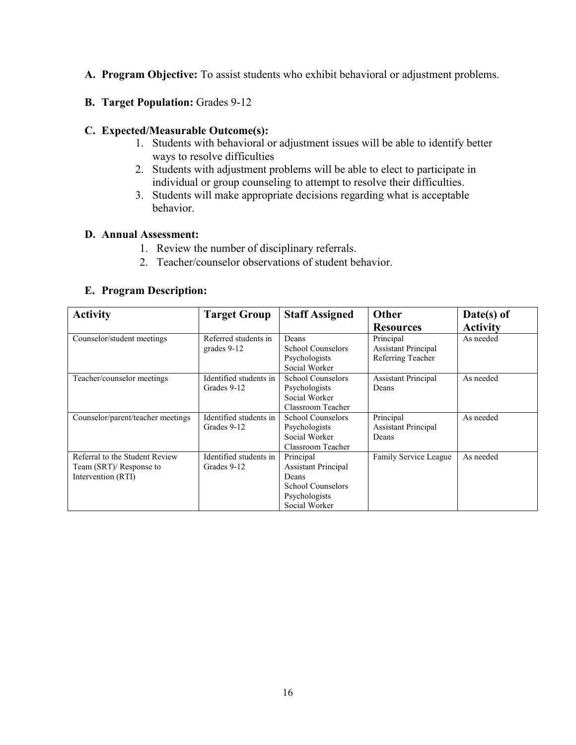**A. Program Objective:** To assist students who exhibit behavioral or adjustment problems.

**B. Target Population:** Grades 9-12

**C. Expected/Measurable Outcome(s):**

1. Students with behavioral or adjustment issues will be able to identify better ways to resolve difficulties
2. Students with adjustment problems will be able to elect to participate in individual or group counseling to attempt to resolve their difficulties.
3. Students will make appropriate decisions regarding what is acceptable behavior.

**D. Annual Assessment:**

1. Review the number of disciplinary referrals.
2. Teacher/counselor observations of student behavior.

**E. Program Description:**

| Activity | Target Group | Staff Assigned | Other Resources | Date(s) of Activity |
|---|---|---|---|---|
| Counselor/student meetings | Referred students in grades 9-12 | Deans<br>School Counselors<br>Psychologists<br>Social Worker | Principal<br>Assistant Principal<br>Referring Teacher | As needed |
| Teacher/counselor meetings | Identified students in Grades 9-12 | School Counselors<br>Psychologists<br>Social Worker<br>Classroom Teacher | Assistant Principal<br>Deans | As needed |
| Counselor/parent/teacher meetings | Identified students in Grades 9-12 | School Counselors<br>Psychologists<br>Social Worker<br>Classroom Teacher | Principal<br>Assistant Principal<br>Deans | As needed |
| Referral to the Student Review Team (SRT)/ Response to Intervention (RTI) | Identified students in Grades 9-12 | Principal<br>Assistant Principal<br>Deans<br>School Counselors<br>Psychologists<br>Social Worker | Family Service League | As needed |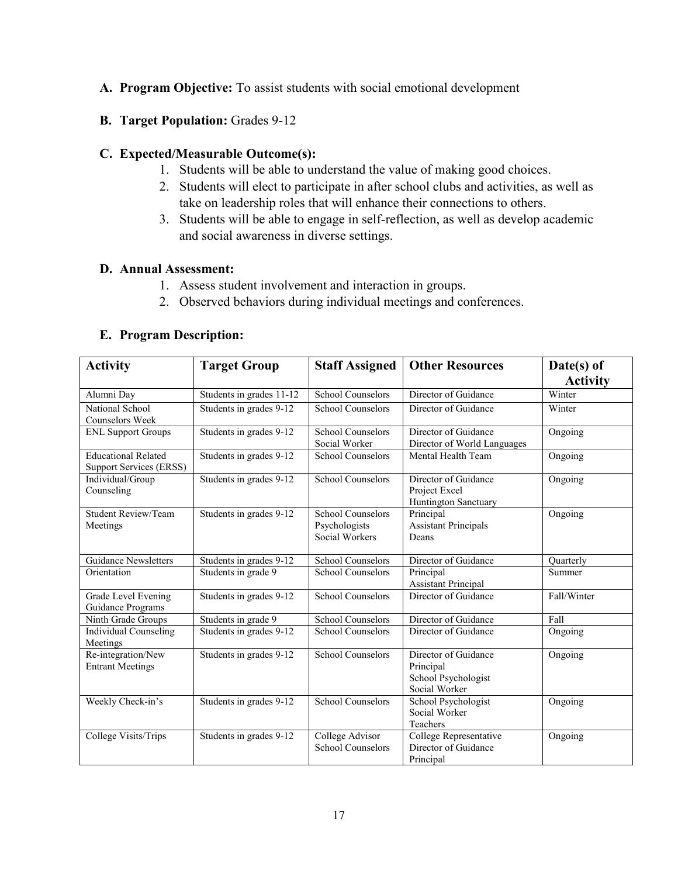**A. Program Objective:** To assist students with social emotional development

**B. Target Population:** Grades 9-12

**C. Expected/Measurable Outcome(s):**

1. Students will be able to understand the value of making good choices.
2. Students will elect to participate in after school clubs and activities, as well as take on leadership roles that will enhance their connections to others.
3. Students will be able to engage in self-reflection, as well as develop academic and social awareness in diverse settings.

**D. Annual Assessment:**

1. Assess student involvement and interaction in groups.
2. Observed behaviors during individual meetings and conferences.

**E. Program Description:**

| Activity | Target Group | Staff Assigned | Other Resources | Date(s) of Activity |
|---|---|---|---|---|
| Alumni Day | Students in grades 11-12 | School Counselors | Director of Guidance | Winter |
| National School Counselors Week | Students in grades 9-12 | School Counselors | Director of Guidance | Winter |
| ENL Support Groups | Students in grades 9-12 | School Counselors<br>Social Worker | Director of Guidance<br>Director of World Languages | Ongoing |
| Educational Related Support Services (ERSS) | Students in grades 9-12 | School Counselors | Mental Health Team | Ongoing |
| Individual/Group Counseling | Students in grades 9-12 | School Counselors | Director of Guidance<br>Project Excel<br>Huntington Sanctuary | Ongoing |
| Student Review/Team Meetings | Students in grades 9-12 | School Counselors<br>Psychologists<br>Social Workers | Principal<br>Assistant Principals<br>Deans | Ongoing |
| Guidance Newsletters | Students in grades 9-12 | School Counselors | Director of Guidance | Quarterly |
| Orientation | Students in grade 9 | School Counselors | Principal<br>Assistant Principal | Summer |
| Grade Level Evening Guidance Programs | Students in grades 9-12 | School Counselors | Director of Guidance | Fall/Winter |
| Ninth Grade Groups | Students in grade 9 | School Counselors | Director of Guidance | Fall |
| Individual Counseling Meetings | Students in grades 9-12 | School Counselors | Director of Guidance | Ongoing |
| Re-integration/New Entrant Meetings | Students in grades 9-12 | School Counselors | Director of Guidance<br>Principal<br>School Psychologist<br>Social Worker | Ongoing |
| Weekly Check-in's | Students in grades 9-12 | School Counselors | School Psychologist<br>Social Worker<br>Teachers | Ongoing |
| College Visits/Trips | Students in grades 9-12 | College Advisor<br>School Counselors | College Representative<br>Director of Guidance<br>Principal | Ongoing |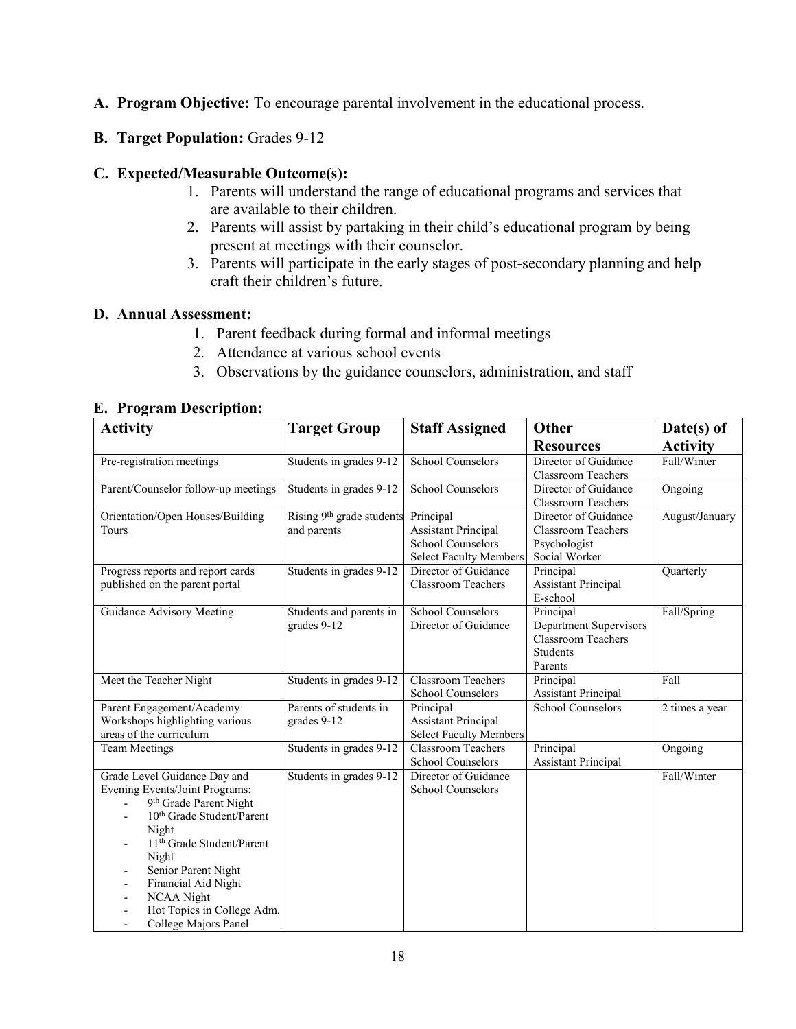**A. Program Objective:** To encourage parental involvement in the educational process.

**B. Target Population:** Grades 9-12

**C. Expected/Measurable Outcome(s):**

1. Parents will understand the range of educational programs and services that are available to their children.
2. Parents will assist by partaking in their child's educational program by being present at meetings with their counselor.
3. Parents will participate in the early stages of post-secondary planning and help craft their children's future.

**D. Annual Assessment:**

1. Parent feedback during formal and informal meetings
2. Attendance at various school events
3. Observations by the guidance counselors, administration, and staff

**E. Program Description:**

| Activity | Target Group | Staff Assigned | Other Resources | Date(s) of Activity |
|---|---|---|---|---|
| Pre-registration meetings | Students in grades 9-12 | School Counselors | Director of Guidance<br>Classroom Teachers | Fall/Winter |
| Parent/Counselor follow-up meetings | Students in grades 9-12 | School Counselors | Director of Guidance<br>Classroom Teachers | Ongoing |
| Orientation/Open Houses/Building Tours | Rising 9th grade students and parents | Principal<br>Assistant Principal<br>School Counselors<br>Select Faculty Members | Director of Guidance<br>Classroom Teachers<br>Psychologist<br>Social Worker | August/January |
| Progress reports and report cards published on the parent portal | Students in grades 9-12 | Director of Guidance<br>Classroom Teachers | Principal<br>Assistant Principal<br>E-school | Quarterly |
| Guidance Advisory Meeting | Students and parents in grades 9-12 | School Counselors<br>Director of Guidance | Principal<br>Department Supervisors<br>Classroom Teachers<br>Students<br>Parents | Fall/Spring |
| Meet the Teacher Night | Students in grades 9-12 | Classroom Teachers<br>School Counselors | Principal<br>Assistant Principal | Fall |
| Parent Engagement/Academy Workshops highlighting various areas of the curriculum | Parents of students in grades 9-12 | Principal<br>Assistant Principal<br>Select Faculty Members | School Counselors | 2 times a year |
| Team Meetings | Students in grades 9-12 | Classroom Teachers<br>School Counselors | Principal<br>Assistant Principal | Ongoing |
| Grade Level Guidance Day and Evening Events/Joint Programs:<br>- 9th Grade Parent Night<br>- 10th Grade Student/Parent Night<br>- 11th Grade Student/Parent Night<br>- Senior Parent Night<br>- Financial Aid Night<br>- NCAA Night<br>- Hot Topics in College Adm.<br>- College Majors Panel | Students in grades 9-12 | Director of Guidance<br>School Counselors | | Fall/Winter |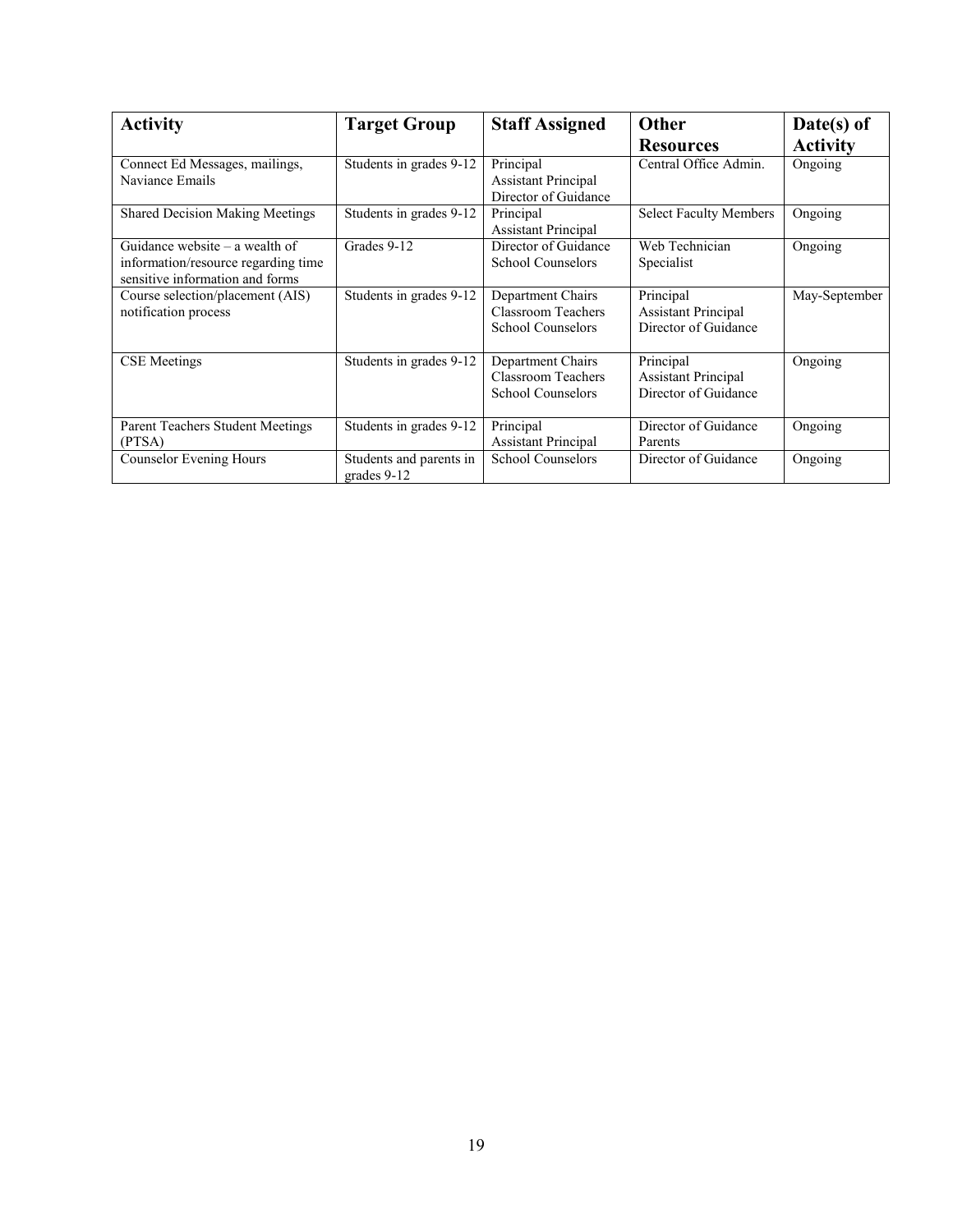| Activity | Target Group | Staff Assigned | Other Resources | Date(s) of Activity |
| --- | --- | --- | --- | --- |
| Connect Ed Messages, mailings, Naviance Emails | Students in grades 9-12 | Principal<br>Assistant Principal<br>Director of Guidance | Central Office Admin. | Ongoing |
| Shared Decision Making Meetings | Students in grades 9-12 | Principal<br>Assistant Principal | Select Faculty Members | Ongoing |
| Guidance website – a wealth of information/resource regarding time sensitive information and forms | Grades 9-12 | Director of Guidance<br>School Counselors | Web Technician Specialist | Ongoing |
| Course selection/placement (AIS) notification process | Students in grades 9-12 | Department Chairs<br>Classroom Teachers<br>School Counselors | Principal<br>Assistant Principal<br>Director of Guidance | May-September |
| CSE Meetings | Students in grades 9-12 | Department Chairs<br>Classroom Teachers<br>School Counselors | Principal<br>Assistant Principal<br>Director of Guidance | Ongoing |
| Parent Teachers Student Meetings (PTSA) | Students in grades 9-12 | Principal<br>Assistant Principal | Director of Guidance<br>Parents | Ongoing |
| Counselor Evening Hours | Students and parents in grades 9-12 | School Counselors | Director of Guidance | Ongoing |